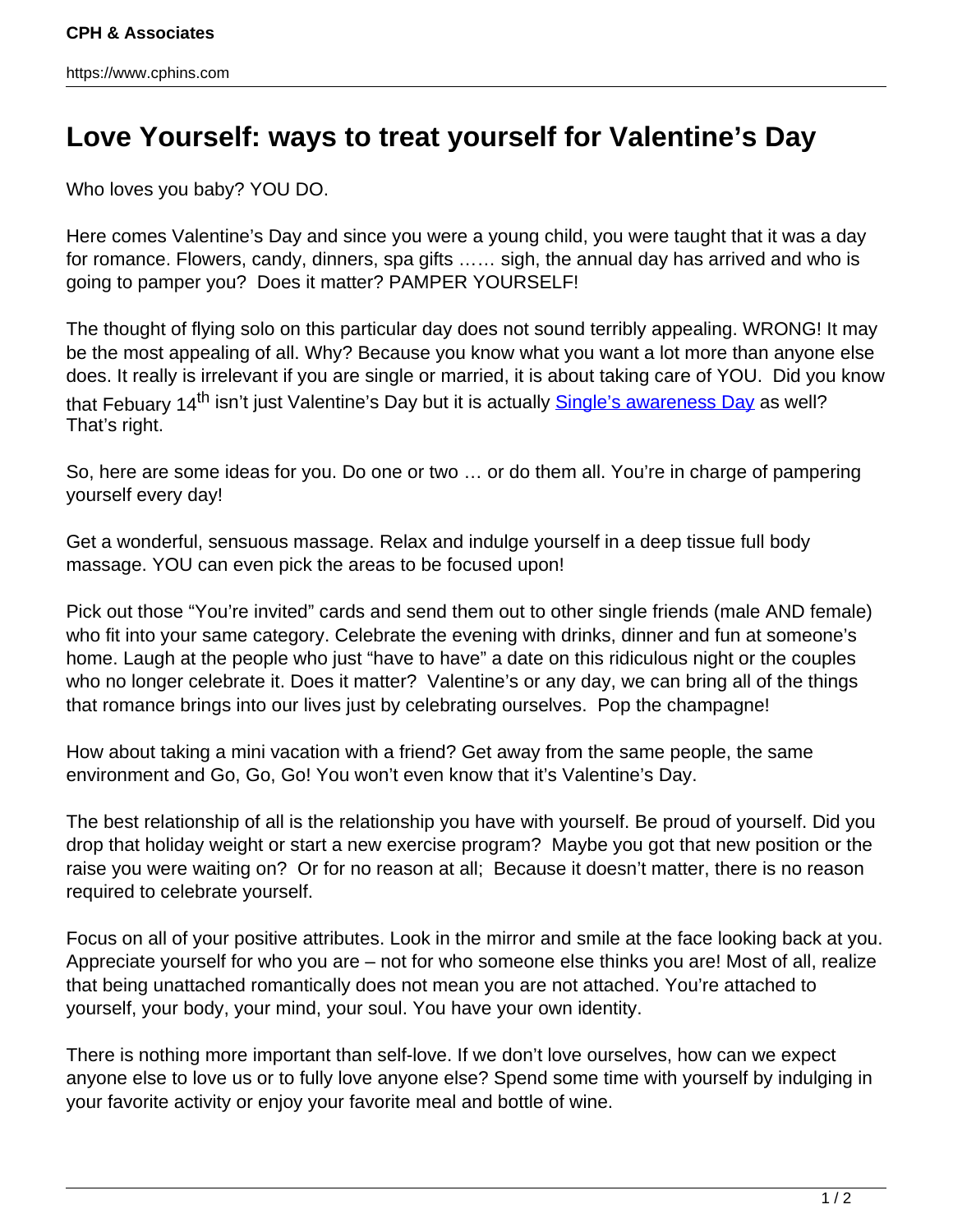# Love Yourself: ways to treat yourself for Valentine's Day

Who loves you baby? YOU DO.

Here comes Valentine's Day and since you were a young child, you were taught that it was a day for romance. Flowers, candy, dinners, spa gifts …… sigh, the annual day has arrived and who is going to pamper you? Does it matter? PAMPER YOURSELF!

The thought of flying solo on this particular day does not sound terribly appealing. WRONG! It may be the most appealing of all. Why? Because you know what you want a lot more than anyone else does. It really is irrelevant if you are single or married, it is about taking care of YOU. Did you know that Febuary 14th isn't just Valentine's Day but it is actually Single's awareness Day as well? That's right.

So, here are some ideas for you. Do one or two … or do them all. You're in charge of pampering yourself every day!

Get a wonderful, sensuous massage. Relax and indulge yourself in a deep tissue full body massage. YOU can even pick the areas to be focused upon!

Pick out those "You're invited" cards and send them out to other single friends (male AND female) who fit into your same category. Celebrate the evening with drinks, dinner and fun at someone's home. Laugh at the people who just "have to have" a date on this ridiculous night or the couples who no longer celebrate it. Does it matter? Valentine's or any day, we can bring all of the things that romance brings into our lives just by celebrating ourselves. Pop the champagne!

How about taking a mini vacation with a friend? Get away from the same people, the same environment and Go, Go, Go! You won't even know that it's Valentine's Day.

The best relationship of all is the relationship you have with yourself. Be proud of yourself. Did you drop that holiday weight or start a new exercise program? Maybe you got that new position or the raise you were waiting on? Or for no reason at all; Because it doesn't matter, there is no reason required to celebrate yourself.

Focus on all of your positive attributes. Look in the mirror and smile at the face looking back at you. Appreciate yourself for who you are – not for who someone else thinks you are! Most of all, realize that being unattached romantically does not mean you are not attached. You're attached to yourself, your body, your mind, your soul. You have your own identity.

There is nothing more important than self-love. If we don't love ourselves, how can we expect anyone else to love us or to fully love anyone else? Spend some time with yourself by indulging in your favorite activity or enjoy your favorite meal and bottle of wine.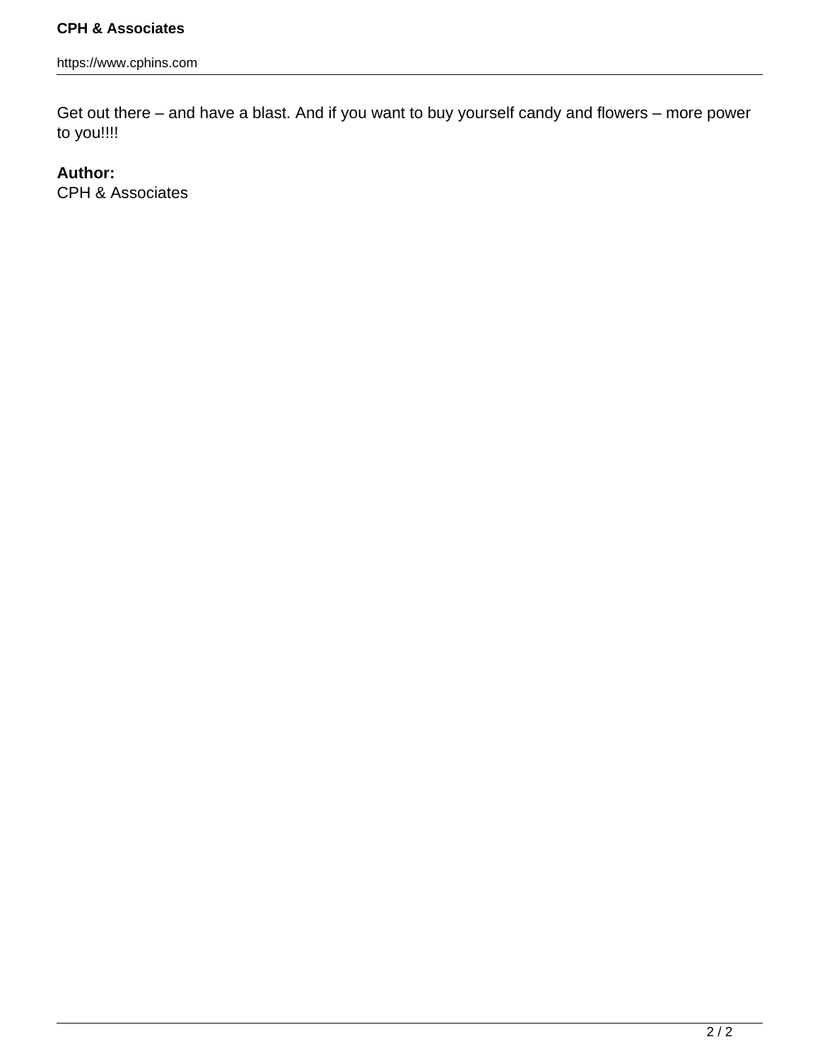Get out there – and have a blast. And if you want to buy yourself candy and flowers – more power to you!!!!

**Author:**
CPH & Associates